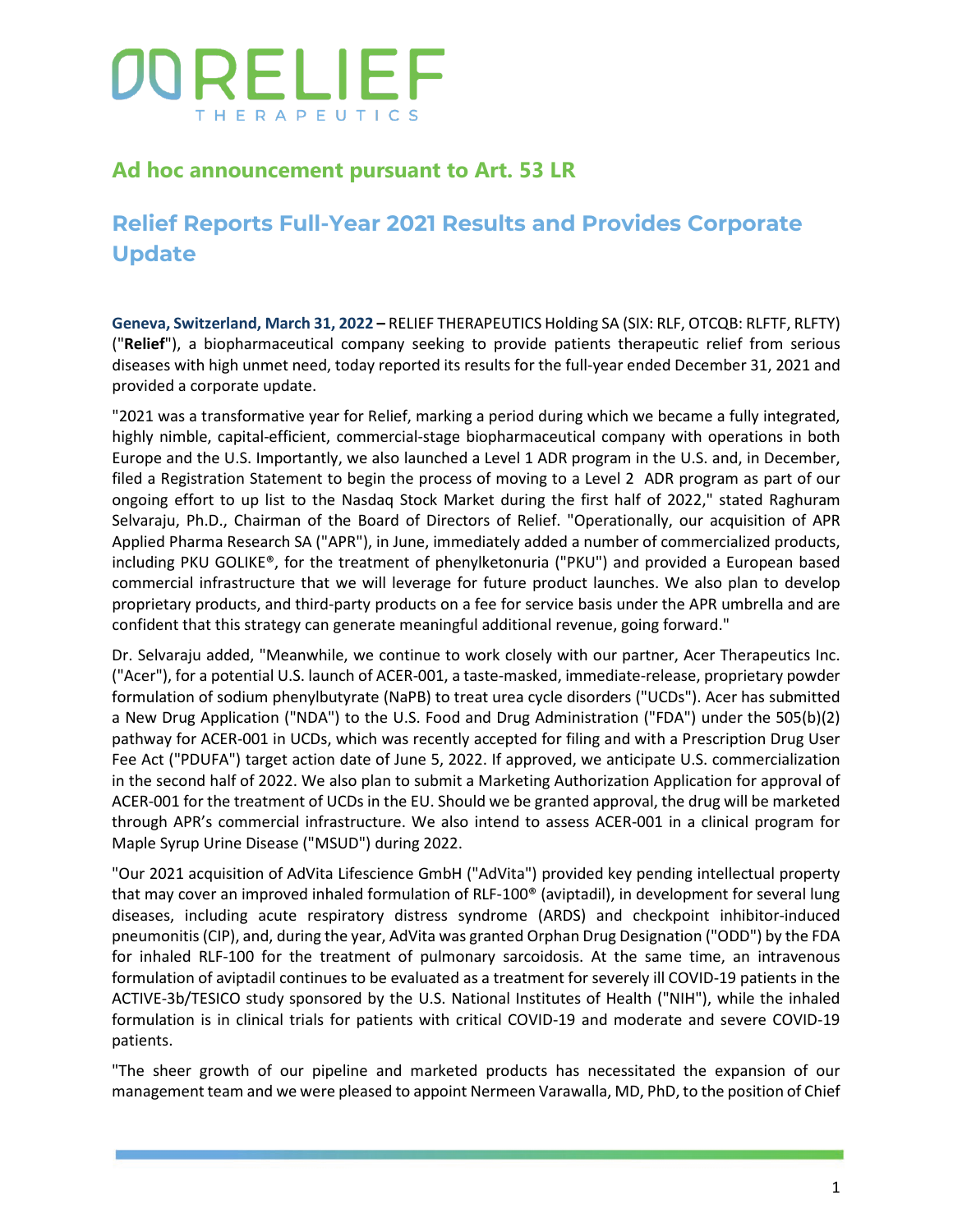# RELIEF THERAPEUTICS

## Ad hoc announcement pursuant to Art. 53 LR

## Relief Reports Full-Year 2021 Results and Provides Corporate Update

**Geneva, Switzerland, March 31, 2022 –** RELIEF THERAPEUTICS Holding SA (SIX: RLF, OTCQB: RLFTF, RLFTY) ("**Relief**"), a biopharmaceutical company seeking to provide patients therapeutic relief from serious diseases with high unmet need, today reported its results for the full-year ended December 31, 2021 and provided a corporate update.

"2021 was a transformative year for Relief, marking a period during which we became a fully integrated, highly nimble, capital-efficient, commercial-stage biopharmaceutical company with operations in both Europe and the U.S. Importantly, we also launched a Level 1 ADR program in the U.S. and, in December, filed a Registration Statement to begin the process of moving to a Level 2 ADR program as part of our ongoing effort to up list to the Nasdaq Stock Market during the first half of 2022," stated Raghuram Selvaraju, Ph.D., Chairman of the Board of Directors of Relief. "Operationally, our acquisition of APR Applied Pharma Research SA ("APR"), in June, immediately added a number of commercialized products, including PKU GOLIKE®, for the treatment of phenylketonuria ("PKU") and provided a European based commercial infrastructure that we will leverage for future product launches. We also plan to develop proprietary products, and third-party products on a fee for service basis under the APR umbrella and are confident that this strategy can generate meaningful additional revenue, going forward."

Dr. Selvaraju added, "Meanwhile, we continue to work closely with our partner, Acer Therapeutics Inc. ("Acer"), for a potential U.S. launch of ACER-001, a taste-masked, immediate-release, proprietary powder formulation of sodium phenylbutyrate (NaPB) to treat urea cycle disorders ("UCDs"). Acer has submitted a New Drug Application ("NDA") to the U.S. Food and Drug Administration ("FDA") under the 505(b)(2) pathway for ACER-001 in UCDs, which was recently accepted for filing and with a Prescription Drug User Fee Act ("PDUFA") target action date of June 5, 2022. If approved, we anticipate U.S. commercialization in the second half of 2022. We also plan to submit a Marketing Authorization Application for approval of ACER-001 for the treatment of UCDs in the EU. Should we be granted approval, the drug will be marketed through APR's commercial infrastructure. We also intend to assess ACER-001 in a clinical program for Maple Syrup Urine Disease ("MSUD") during 2022.

"Our 2021 acquisition of AdVita Lifescience GmbH ("AdVita") provided key pending intellectual property that may cover an improved inhaled formulation of RLF-100® (aviptadil), in development for several lung diseases, including acute respiratory distress syndrome (ARDS) and checkpoint inhibitor-induced pneumonitis (CIP), and, during the year, AdVita was granted Orphan Drug Designation ("ODD") by the FDA for inhaled RLF-100 for the treatment of pulmonary sarcoidosis. At the same time, an intravenous formulation of aviptadil continues to be evaluated as a treatment for severely ill COVID-19 patients in the ACTIVE-3b/TESICO study sponsored by the U.S. National Institutes of Health ("NIH"), while the inhaled formulation is in clinical trials for patients with critical COVID-19 and moderate and severe COVID-19 patients.

"The sheer growth of our pipeline and marketed products has necessitated the expansion of our management team and we were pleased to appoint Nermeen Varawalla, MD, PhD, to the position of Chief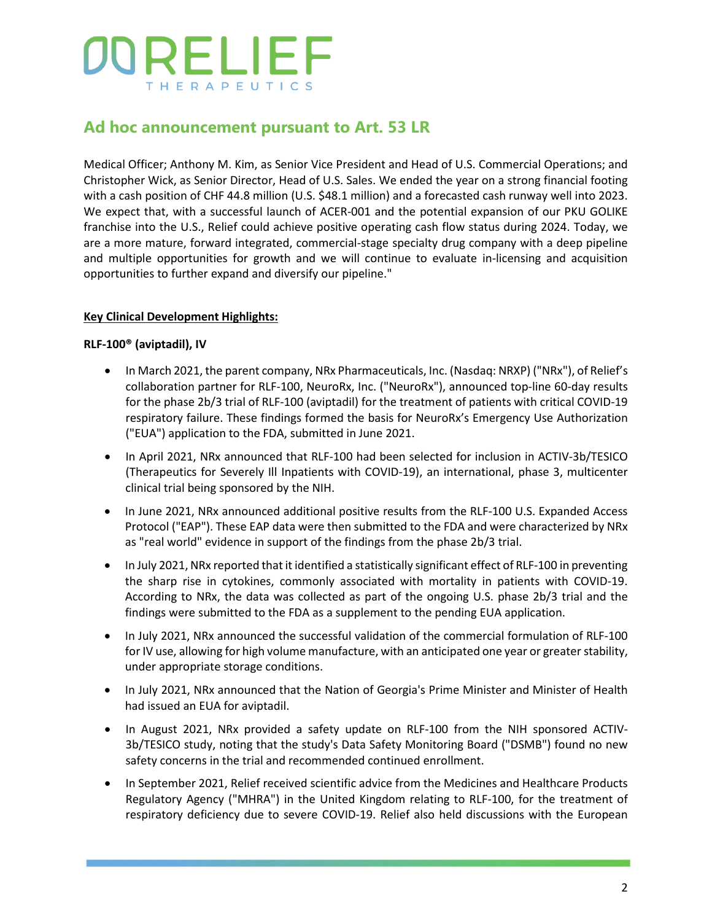## Ad hoc announcement pursuant to Art. 53 LR

Medical Officer; Anthony M. Kim, as Senior Vice President and Head of U.S. Commercial Operations; and Christopher Wick, as Senior Director, Head of U.S. Sales. We ended the year on a strong financial footing with a cash position of CHF 44.8 million (U.S. $48.1 million) and a forecasted cash runway well into 2023. We expect that, with a successful launch of ACER-001 and the potential expansion of our PKU GOLIKE franchise into the U.S., Relief could achieve positive operating cash flow status during 2024. Today, we are a more mature, forward integrated, commercial-stage specialty drug company with a deep pipeline and multiple opportunities for growth and we will continue to evaluate in-licensing and acquisition opportunities to further expand and diversify our pipeline."

**Key Clinical Development Highlights:**

**RLF-100® (aviptadil), IV**

- In March 2021, the parent company, NRx Pharmaceuticals, Inc. (Nasdaq: NRXP) ("NRx"), of Relief's collaboration partner for RLF-100, NeuroRx, Inc. ("NeuroRx"), announced top-line 60-day results for the phase 2b/3 trial of RLF-100 (aviptadil) for the treatment of patients with critical COVID-19 respiratory failure. These findings formed the basis for NeuroRx's Emergency Use Authorization ("EUA") application to the FDA, submitted in June 2021.
- In April 2021, NRx announced that RLF-100 had been selected for inclusion in ACTIV-3b/TESICO (Therapeutics for Severely Ill Inpatients with COVID-19), an international, phase 3, multicenter clinical trial being sponsored by the NIH.
- In June 2021, NRx announced additional positive results from the RLF-100 U.S. Expanded Access Protocol ("EAP"). These EAP data were then submitted to the FDA and were characterized by NRx as "real world" evidence in support of the findings from the phase 2b/3 trial.
- In July 2021, NRx reported that it identified a statistically significant effect of RLF-100 in preventing the sharp rise in cytokines, commonly associated with mortality in patients with COVID-19. According to NRx, the data was collected as part of the ongoing U.S. phase 2b/3 trial and the findings were submitted to the FDA as a supplement to the pending EUA application.
- In July 2021, NRx announced the successful validation of the commercial formulation of RLF-100 for IV use, allowing for high volume manufacture, with an anticipated one year or greater stability, under appropriate storage conditions.
- In July 2021, NRx announced that the Nation of Georgia's Prime Minister and Minister of Health had issued an EUA for aviptadil.
- In August 2021, NRx provided a safety update on RLF-100 from the NIH sponsored ACTIV-3b/TESICO study, noting that the study's Data Safety Monitoring Board ("DSMB") found no new safety concerns in the trial and recommended continued enrollment.
- In September 2021, Relief received scientific advice from the Medicines and Healthcare Products Regulatory Agency ("MHRA") in the United Kingdom relating to RLF-100, for the treatment of respiratory deficiency due to severe COVID-19. Relief also held discussions with the European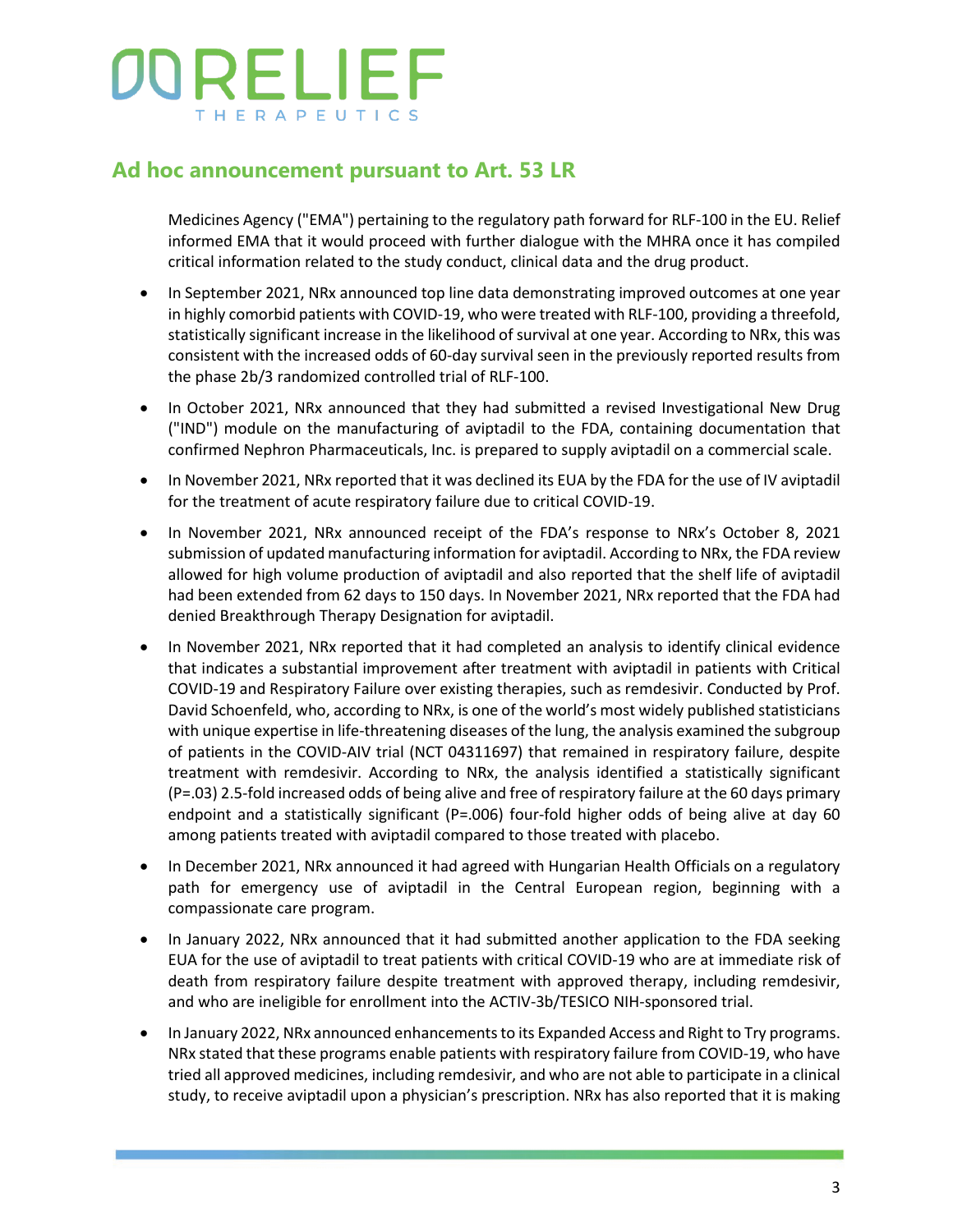## Ad hoc announcement pursuant to Art. 53 LR

Medicines Agency ("EMA") pertaining to the regulatory path forward for RLF-100 in the EU. Relief informed EMA that it would proceed with further dialogue with the MHRA once it has compiled critical information related to the study conduct, clinical data and the drug product.

- In September 2021, NRx announced top line data demonstrating improved outcomes at one year in highly comorbid patients with COVID-19, who were treated with RLF-100, providing a threefold, statistically significant increase in the likelihood of survival at one year. According to NRx, this was consistent with the increased odds of 60-day survival seen in the previously reported results from the phase 2b/3 randomized controlled trial of RLF-100.
- In October 2021, NRx announced that they had submitted a revised Investigational New Drug ("IND") module on the manufacturing of aviptadil to the FDA, containing documentation that confirmed Nephron Pharmaceuticals, Inc. is prepared to supply aviptadil on a commercial scale.
- In November 2021, NRx reported that it was declined its EUA by the FDA for the use of IV aviptadil for the treatment of acute respiratory failure due to critical COVID-19.
- In November 2021, NRx announced receipt of the FDA's response to NRx's October 8, 2021 submission of updated manufacturing information for aviptadil. According to NRx, the FDA review allowed for high volume production of aviptadil and also reported that the shelf life of aviptadil had been extended from 62 days to 150 days. In November 2021, NRx reported that the FDA had denied Breakthrough Therapy Designation for aviptadil.
- In November 2021, NRx reported that it had completed an analysis to identify clinical evidence that indicates a substantial improvement after treatment with aviptadil in patients with Critical COVID-19 and Respiratory Failure over existing therapies, such as remdesivir. Conducted by Prof. David Schoenfeld, who, according to NRx, is one of the world's most widely published statisticians with unique expertise in life-threatening diseases of the lung, the analysis examined the subgroup of patients in the COVID-AIV trial (NCT 04311697) that remained in respiratory failure, despite treatment with remdesivir. According to NRx, the analysis identified a statistically significant (P=.03) 2.5-fold increased odds of being alive and free of respiratory failure at the 60 days primary endpoint and a statistically significant (P=.006) four-fold higher odds of being alive at day 60 among patients treated with aviptadil compared to those treated with placebo.
- In December 2021, NRx announced it had agreed with Hungarian Health Officials on a regulatory path for emergency use of aviptadil in the Central European region, beginning with a compassionate care program.
- In January 2022, NRx announced that it had submitted another application to the FDA seeking EUA for the use of aviptadil to treat patients with critical COVID-19 who are at immediate risk of death from respiratory failure despite treatment with approved therapy, including remdesivir, and who are ineligible for enrollment into the ACTIV-3b/TESICO NIH-sponsored trial.
- In January 2022, NRx announced enhancements to its Expanded Access and Right to Try programs. NRx stated that these programs enable patients with respiratory failure from COVID-19, who have tried all approved medicines, including remdesivir, and who are not able to participate in a clinical study, to receive aviptadil upon a physician's prescription. NRx has also reported that it is making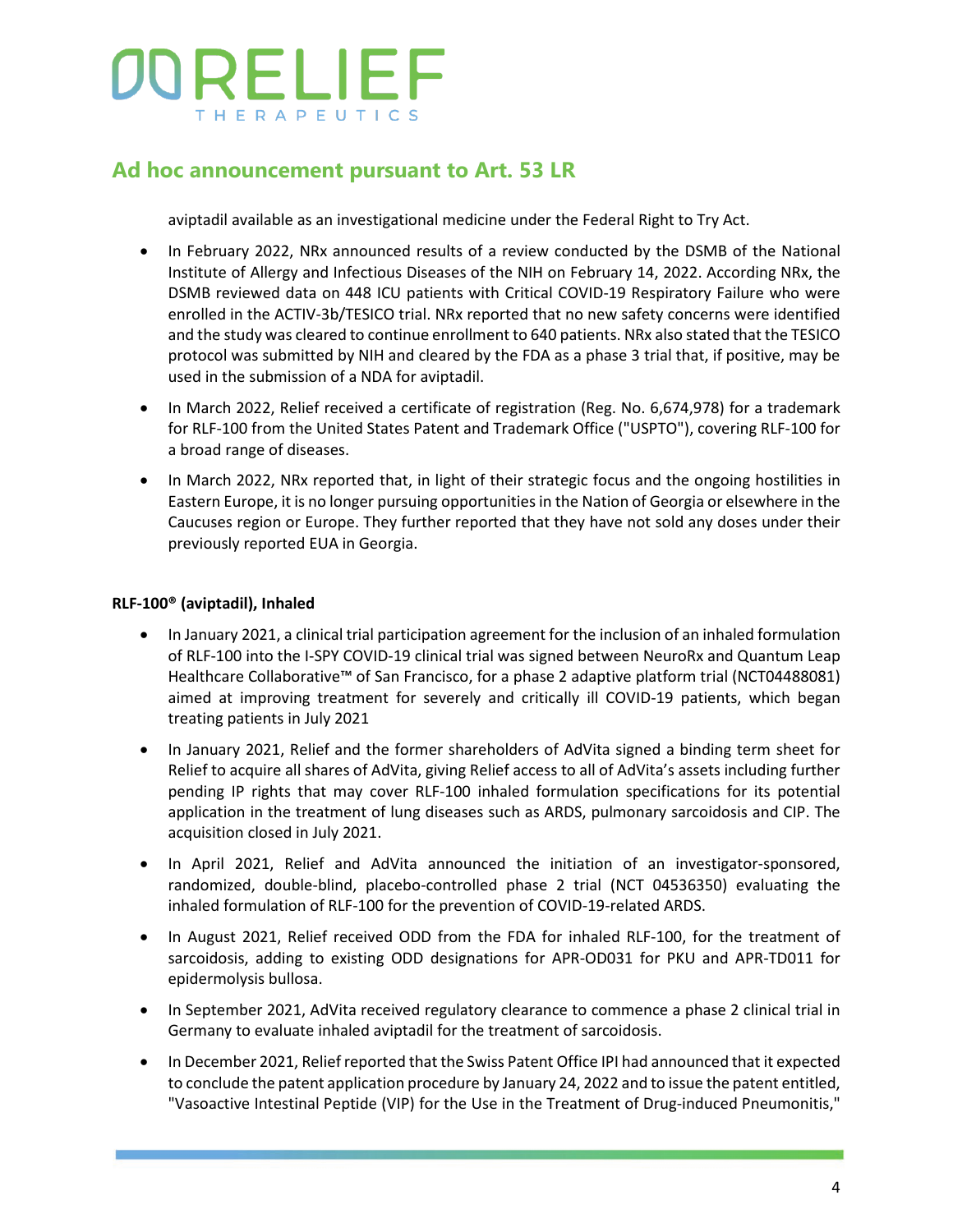aviptadil available as an investigational medicine under the Federal Right to Try Act.

- In February 2022, NRx announced results of a review conducted by the DSMB of the National Institute of Allergy and Infectious Diseases of the NIH on February 14, 2022. According NRx, the DSMB reviewed data on 448 ICU patients with Critical COVID-19 Respiratory Failure who were enrolled in the ACTIV-3b/TESICO trial. NRx reported that no new safety concerns were identified and the study was cleared to continue enrollment to 640 patients. NRx also stated that the TESICO protocol was submitted by NIH and cleared by the FDA as a phase 3 trial that, if positive, may be used in the submission of a NDA for aviptadil.
- In March 2022, Relief received a certificate of registration (Reg. No. 6,674,978) for a trademark for RLF-100 from the United States Patent and Trademark Office ("USPTO"), covering RLF-100 for a broad range of diseases.
- In March 2022, NRx reported that, in light of their strategic focus and the ongoing hostilities in Eastern Europe, it is no longer pursuing opportunities in the Nation of Georgia or elsewhere in the Caucuses region or Europe. They further reported that they have not sold any doses under their previously reported EUA in Georgia.

**RLF-100® (aviptadil), Inhaled**

- In January 2021, a clinical trial participation agreement for the inclusion of an inhaled formulation of RLF-100 into the I-SPY COVID-19 clinical trial was signed between NeuroRx and Quantum Leap Healthcare Collaborative™ of San Francisco, for a phase 2 adaptive platform trial (NCT04488081) aimed at improving treatment for severely and critically ill COVID-19 patients, which began treating patients in July 2021
- In January 2021, Relief and the former shareholders of AdVita signed a binding term sheet for Relief to acquire all shares of AdVita, giving Relief access to all of AdVita's assets including further pending IP rights that may cover RLF-100 inhaled formulation specifications for its potential application in the treatment of lung diseases such as ARDS, pulmonary sarcoidosis and CIP. The acquisition closed in July 2021.
- In April 2021, Relief and AdVita announced the initiation of an investigator-sponsored, randomized, double-blind, placebo-controlled phase 2 trial (NCT 04536350) evaluating the inhaled formulation of RLF-100 for the prevention of COVID-19-related ARDS.
- In August 2021, Relief received ODD from the FDA for inhaled RLF-100, for the treatment of sarcoidosis, adding to existing ODD designations for APR-OD031 for PKU and APR-TD011 for epidermolysis bullosa.
- In September 2021, AdVita received regulatory clearance to commence a phase 2 clinical trial in Germany to evaluate inhaled aviptadil for the treatment of sarcoidosis.
- In December 2021, Relief reported that the Swiss Patent Office IPI had announced that it expected to conclude the patent application procedure by January 24, 2022 and to issue the patent entitled, "Vasoactive Intestinal Peptide (VIP) for the Use in the Treatment of Drug-induced Pneumonitis,"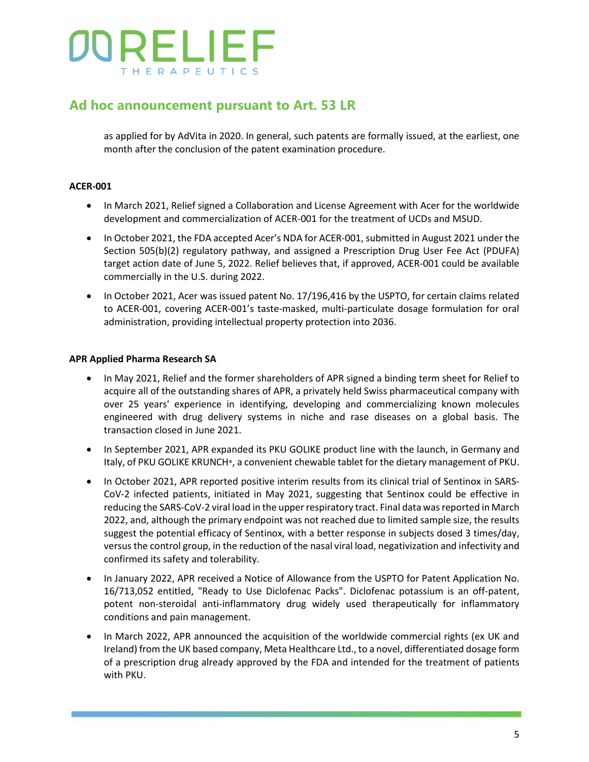as applied for by AdVita in 2020. In general, such patents are formally issued, at the earliest, one month after the conclusion of the patent examination procedure.

**ACER-001**

- In March 2021, Relief signed a Collaboration and License Agreement with Acer for the worldwide development and commercialization of ACER-001 for the treatment of UCDs and MSUD.
- In October 2021, the FDA accepted Acer's NDA for ACER-001, submitted in August 2021 under the Section 505(b)(2) regulatory pathway, and assigned a Prescription Drug User Fee Act (PDUFA) target action date of June 5, 2022. Relief believes that, if approved, ACER-001 could be available commercially in the U.S. during 2022.
- In October 2021, Acer was issued patent No. 17/196,416 by the USPTO, for certain claims related to ACER-001, covering ACER-001's taste-masked, multi-particulate dosage formulation for oral administration, providing intellectual property protection into 2036.

**APR Applied Pharma Research SA**

- In May 2021, Relief and the former shareholders of APR signed a binding term sheet for Relief to acquire all of the outstanding shares of APR, a privately held Swiss pharmaceutical company with over 25 years' experience in identifying, developing and commercializing known molecules engineered with drug delivery systems in niche and rase diseases on a global basis. The transaction closed in June 2021.
- In September 2021, APR expanded its PKU GOLIKE product line with the launch, in Germany and Italy, of PKU GOLIKE KRUNCH®, a convenient chewable tablet for the dietary management of PKU.
- In October 2021, APR reported positive interim results from its clinical trial of Sentinox in SARS-CoV-2 infected patients, initiated in May 2021, suggesting that Sentinox could be effective in reducing the SARS-CoV-2 viral load in the upper respiratory tract. Final data was reported in March 2022, and, although the primary endpoint was not reached due to limited sample size, the results suggest the potential efficacy of Sentinox, with a better response in subjects dosed 3 times/day, versus the control group, in the reduction of the nasal viral load, negativization and infectivity and confirmed its safety and tolerability.
- In January 2022, APR received a Notice of Allowance from the USPTO for Patent Application No. 16/713,052 entitled, "Ready to Use Diclofenac Packs". Diclofenac potassium is an off-patent, potent non-steroidal anti-inflammatory drug widely used therapeutically for inflammatory conditions and pain management.
- In March 2022, APR announced the acquisition of the worldwide commercial rights (ex UK and Ireland) from the UK based company, Meta Healthcare Ltd., to a novel, differentiated dosage form of a prescription drug already approved by the FDA and intended for the treatment of patients with PKU.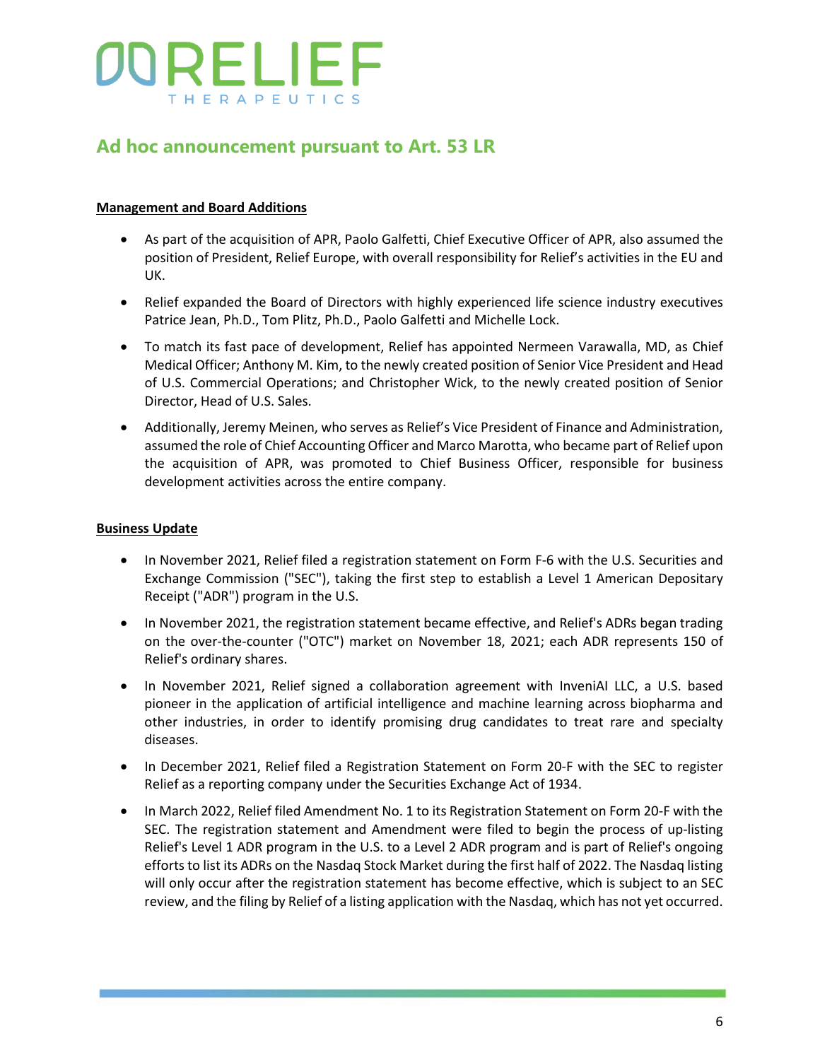## Ad hoc announcement pursuant to Art. 53 LR

**Management and Board Additions**

- As part of the acquisition of APR, Paolo Galfetti, Chief Executive Officer of APR, also assumed the position of President, Relief Europe, with overall responsibility for Relief's activities in the EU and UK.
- Relief expanded the Board of Directors with highly experienced life science industry executives Patrice Jean, Ph.D., Tom Plitz, Ph.D., Paolo Galfetti and Michelle Lock.
- To match its fast pace of development, Relief has appointed Nermeen Varawalla, MD, as Chief Medical Officer; Anthony M. Kim, to the newly created position of Senior Vice President and Head of U.S. Commercial Operations; and Christopher Wick, to the newly created position of Senior Director, Head of U.S. Sales.
- Additionally, Jeremy Meinen, who serves as Relief's Vice President of Finance and Administration, assumed the role of Chief Accounting Officer and Marco Marotta, who became part of Relief upon the acquisition of APR, was promoted to Chief Business Officer, responsible for business development activities across the entire company.

**Business Update**

- In November 2021, Relief filed a registration statement on Form F-6 with the U.S. Securities and Exchange Commission ("SEC"), taking the first step to establish a Level 1 American Depositary Receipt ("ADR") program in the U.S.
- In November 2021, the registration statement became effective, and Relief's ADRs began trading on the over-the-counter ("OTC") market on November 18, 2021; each ADR represents 150 of Relief's ordinary shares.
- In November 2021, Relief signed a collaboration agreement with InveniAI LLC, a U.S. based pioneer in the application of artificial intelligence and machine learning across biopharma and other industries, in order to identify promising drug candidates to treat rare and specialty diseases.
- In December 2021, Relief filed a Registration Statement on Form 20-F with the SEC to register Relief as a reporting company under the Securities Exchange Act of 1934.
- In March 2022, Relief filed Amendment No. 1 to its Registration Statement on Form 20-F with the SEC. The registration statement and Amendment were filed to begin the process of up-listing Relief's Level 1 ADR program in the U.S. to a Level 2 ADR program and is part of Relief's ongoing efforts to list its ADRs on the Nasdaq Stock Market during the first half of 2022. The Nasdaq listing will only occur after the registration statement has become effective, which is subject to an SEC review, and the filing by Relief of a listing application with the Nasdaq, which has not yet occurred.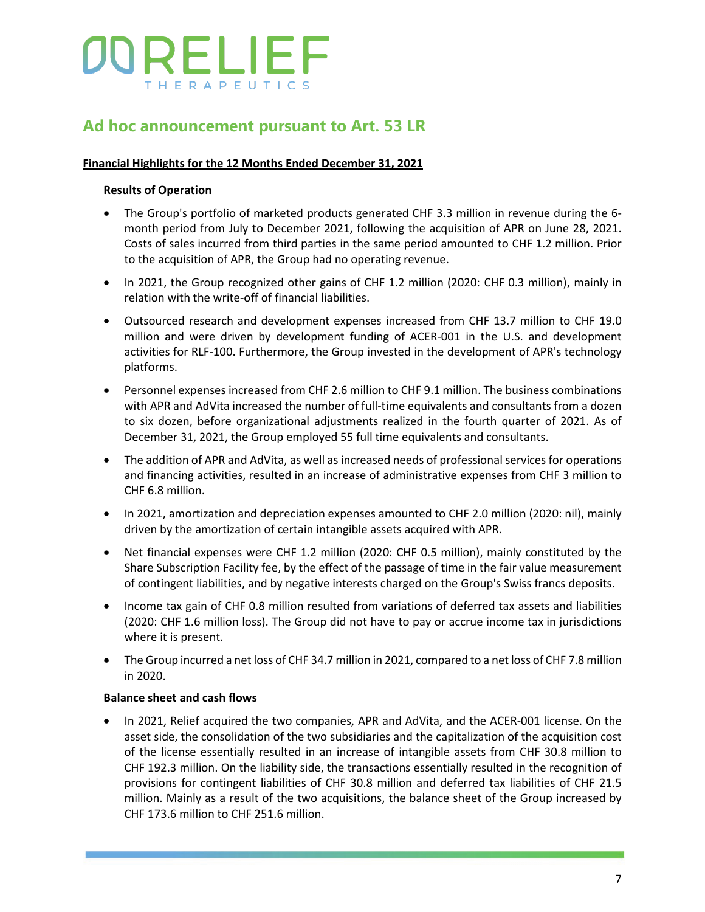# Ad hoc announcement pursuant to Art. 53 LR

**Financial Highlights for the 12 Months Ended December 31, 2021**

**Results of Operation**

- The Group's portfolio of marketed products generated CHF 3.3 million in revenue during the 6-month period from July to December 2021, following the acquisition of APR on June 28, 2021. Costs of sales incurred from third parties in the same period amounted to CHF 1.2 million. Prior to the acquisition of APR, the Group had no operating revenue.
- In 2021, the Group recognized other gains of CHF 1.2 million (2020: CHF 0.3 million), mainly in relation with the write-off of financial liabilities.
- Outsourced research and development expenses increased from CHF 13.7 million to CHF 19.0 million and were driven by development funding of ACER-001 in the U.S. and development activities for RLF-100. Furthermore, the Group invested in the development of APR's technology platforms.
- Personnel expenses increased from CHF 2.6 million to CHF 9.1 million. The business combinations with APR and AdVita increased the number of full-time equivalents and consultants from a dozen to six dozen, before organizational adjustments realized in the fourth quarter of 2021. As of December 31, 2021, the Group employed 55 full time equivalents and consultants.
- The addition of APR and AdVita, as well as increased needs of professional services for operations and financing activities, resulted in an increase of administrative expenses from CHF 3 million to CHF 6.8 million.
- In 2021, amortization and depreciation expenses amounted to CHF 2.0 million (2020: nil), mainly driven by the amortization of certain intangible assets acquired with APR.
- Net financial expenses were CHF 1.2 million (2020: CHF 0.5 million), mainly constituted by the Share Subscription Facility fee, by the effect of the passage of time in the fair value measurement of contingent liabilities, and by negative interests charged on the Group's Swiss francs deposits.
- Income tax gain of CHF 0.8 million resulted from variations of deferred tax assets and liabilities (2020: CHF 1.6 million loss). The Group did not have to pay or accrue income tax in jurisdictions where it is present.
- The Group incurred a net loss of CHF 34.7 million in 2021, compared to a net loss of CHF 7.8 million in 2020.

**Balance sheet and cash flows**

- In 2021, Relief acquired the two companies, APR and AdVita, and the ACER-001 license. On the asset side, the consolidation of the two subsidiaries and the capitalization of the acquisition cost of the license essentially resulted in an increase of intangible assets from CHF 30.8 million to CHF 192.3 million. On the liability side, the transactions essentially resulted in the recognition of provisions for contingent liabilities of CHF 30.8 million and deferred tax liabilities of CHF 21.5 million. Mainly as a result of the two acquisitions, the balance sheet of the Group increased by CHF 173.6 million to CHF 251.6 million.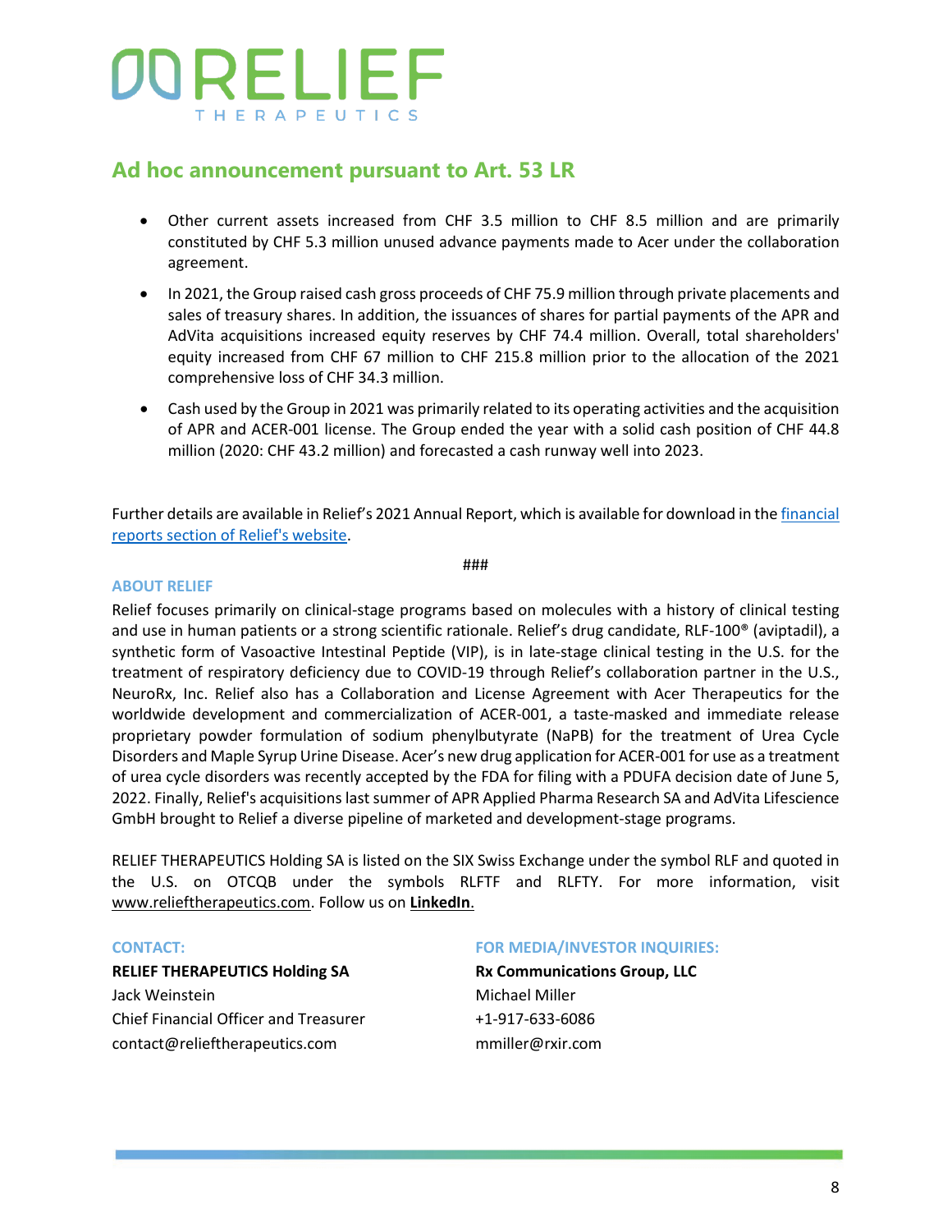## Ad hoc announcement pursuant to Art. 53 LR

- Other current assets increased from CHF 3.5 million to CHF 8.5 million and are primarily constituted by CHF 5.3 million unused advance payments made to Acer under the collaboration agreement.
- In 2021, the Group raised cash gross proceeds of CHF 75.9 million through private placements and sales of treasury shares. In addition, the issuances of shares for partial payments of the APR and AdVita acquisitions increased equity reserves by CHF 74.4 million. Overall, total shareholders' equity increased from CHF 67 million to CHF 215.8 million prior to the allocation of the 2021 comprehensive loss of CHF 34.3 million.
- Cash used by the Group in 2021 was primarily related to its operating activities and the acquisition of APR and ACER-001 license. The Group ended the year with a solid cash position of CHF 44.8 million (2020: CHF 43.2 million) and forecasted a cash runway well into 2023.

Further details are available in Relief's 2021 Annual Report, which is available for download in the financial reports section of Relief's website.

###

**ABOUT RELIEF**

Relief focuses primarily on clinical-stage programs based on molecules with a history of clinical testing and use in human patients or a strong scientific rationale. Relief's drug candidate, RLF-100® (aviptadil), a synthetic form of Vasoactive Intestinal Peptide (VIP), is in late-stage clinical testing in the U.S. for the treatment of respiratory deficiency due to COVID-19 through Relief's collaboration partner in the U.S., NeuroRx, Inc. Relief also has a Collaboration and License Agreement with Acer Therapeutics for the worldwide development and commercialization of ACER-001, a taste-masked and immediate release proprietary powder formulation of sodium phenylbutyrate (NaPB) for the treatment of Urea Cycle Disorders and Maple Syrup Urine Disease. Acer's new drug application for ACER-001 for use as a treatment of urea cycle disorders was recently accepted by the FDA for filing with a PDUFA decision date of June 5, 2022. Finally, Relief's acquisitions last summer of APR Applied Pharma Research SA and AdVita Lifescience GmbH brought to Relief a diverse pipeline of marketed and development-stage programs.

RELIEF THERAPEUTICS Holding SA is listed on the SIX Swiss Exchange under the symbol RLF and quoted in the U.S. on OTCQB under the symbols RLFTF and RLFTY. For more information, visit www.relieftherapeutics.com. Follow us on **LinkedIn**.

**CONTACT:**

**RELIEF THERAPEUTICS Holding SA**
Jack Weinstein
Chief Financial Officer and Treasurer
contact@relieftherapeutics.com

**FOR MEDIA/INVESTOR INQUIRIES:**

**Rx Communications Group, LLC**
Michael Miller
+1-917-633-6086
mmiller@rxir.com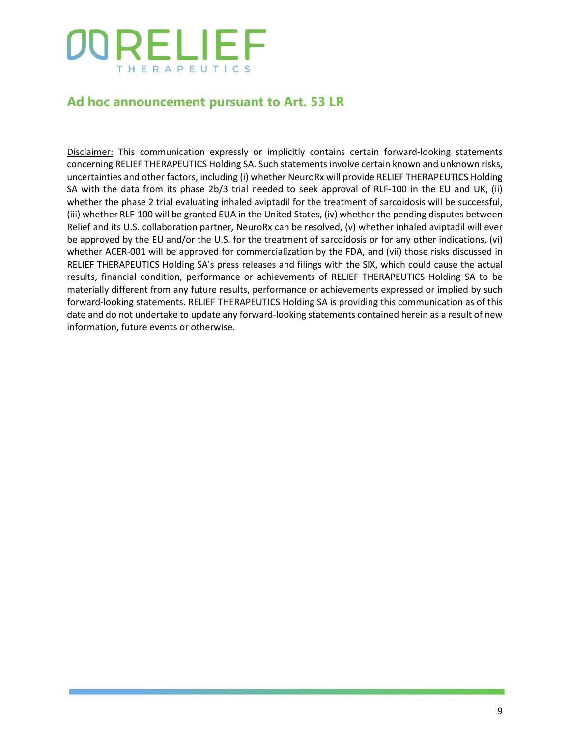## Ad hoc announcement pursuant to Art. 53 LR

Disclaimer: This communication expressly or implicitly contains certain forward-looking statements concerning RELIEF THERAPEUTICS Holding SA. Such statements involve certain known and unknown risks, uncertainties and other factors, including (i) whether NeuroRx will provide RELIEF THERAPEUTICS Holding SA with the data from its phase 2b/3 trial needed to seek approval of RLF-100 in the EU and UK, (ii) whether the phase 2 trial evaluating inhaled aviptadil for the treatment of sarcoidosis will be successful, (iii) whether RLF-100 will be granted EUA in the United States, (iv) whether the pending disputes between Relief and its U.S. collaboration partner, NeuroRx can be resolved, (v) whether inhaled aviptadil will ever be approved by the EU and/or the U.S. for the treatment of sarcoidosis or for any other indications, (vi) whether ACER-001 will be approved for commercialization by the FDA, and (vii) those risks discussed in RELIEF THERAPEUTICS Holding SA's press releases and filings with the SIX, which could cause the actual results, financial condition, performance or achievements of RELIEF THERAPEUTICS Holding SA to be materially different from any future results, performance or achievements expressed or implied by such forward-looking statements. RELIEF THERAPEUTICS Holding SA is providing this communication as of this date and do not undertake to update any forward-looking statements contained herein as a result of new information, future events or otherwise.